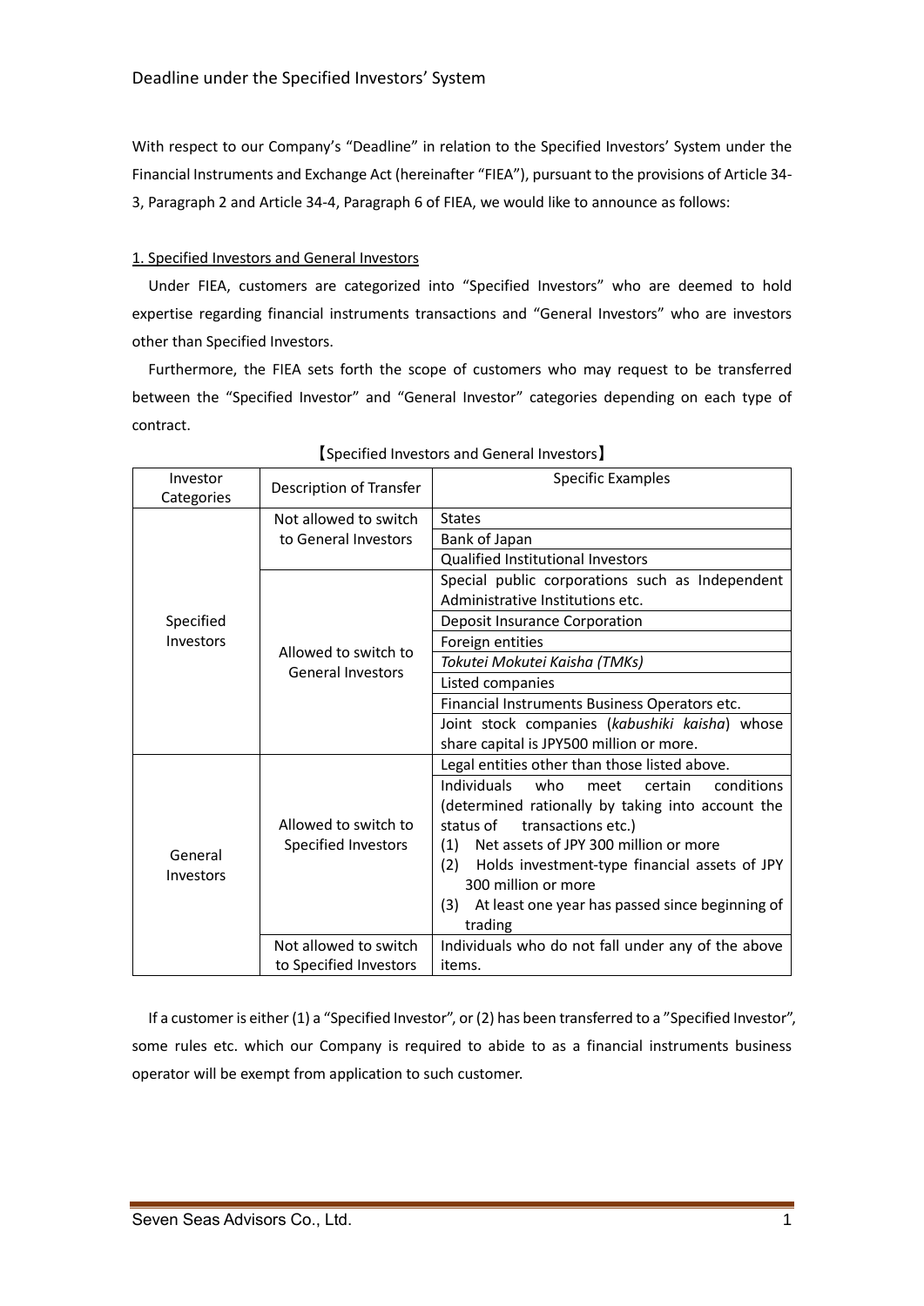# Deadline under the Specified Investors' System

With respect to our Company's "Deadline" in relation to the Specified Investors' System under the Financial Instruments and Exchange Act (hereinafter "FIEA"), pursuant to the provisions of Article 34-3, Paragraph 2 and Article 34-4, Paragraph 6 of FIEA, we would like to announce as follows:

## 1. Specified Investors and General Investors

Under FIEA, customers are categorized into "Specified Investors" who are deemed to hold expertise regarding financial instruments transactions and "General Investors" who are investors other than Specified Investors.

Furthermore, the FIEA sets forth the scope of customers who may request to be transferred between the "Specified Investor" and "General Investor" categories depending on each type of contract.

【Specified Investors and General Investors】

| Investor Categories | Description of Transfer | Specific Examples |
|---|---|---|
| Specified Investors | Not allowed to switch to General Investors | States |
| | | Bank of Japan |
| | | Qualified Institutional Investors |
| | Allowed to switch to General Investors | Special public corporations such as Independent Administrative Institutions etc. |
| | | Deposit Insurance Corporation |
| | | Foreign entities |
| | | *Tokutei Mokutei Kaisha (TMKs)* |
| | | Listed companies |
| | | Financial Instruments Business Operators etc. |
| | | Joint stock companies (*kabushiki kaisha*) whose share capital is JPY500 million or more. |
| General Investors | Allowed to switch to Specified Investors | Legal entities other than those listed above. |
| | | Individuals who meet certain conditions (determined rationally by taking into account the status of transactions etc.)<br>(1) Net assets of JPY 300 million or more<br>(2) Holds investment-type financial assets of JPY 300 million or more<br>(3) At least one year has passed since beginning of trading |
| | Not allowed to switch to Specified Investors | Individuals who do not fall under any of the above items. |

If a customer is either (1) a "Specified Investor", or (2) has been transferred to a "Specified Investor", some rules etc. which our Company is required to abide to as a financial instruments business operator will be exempt from application to such customer.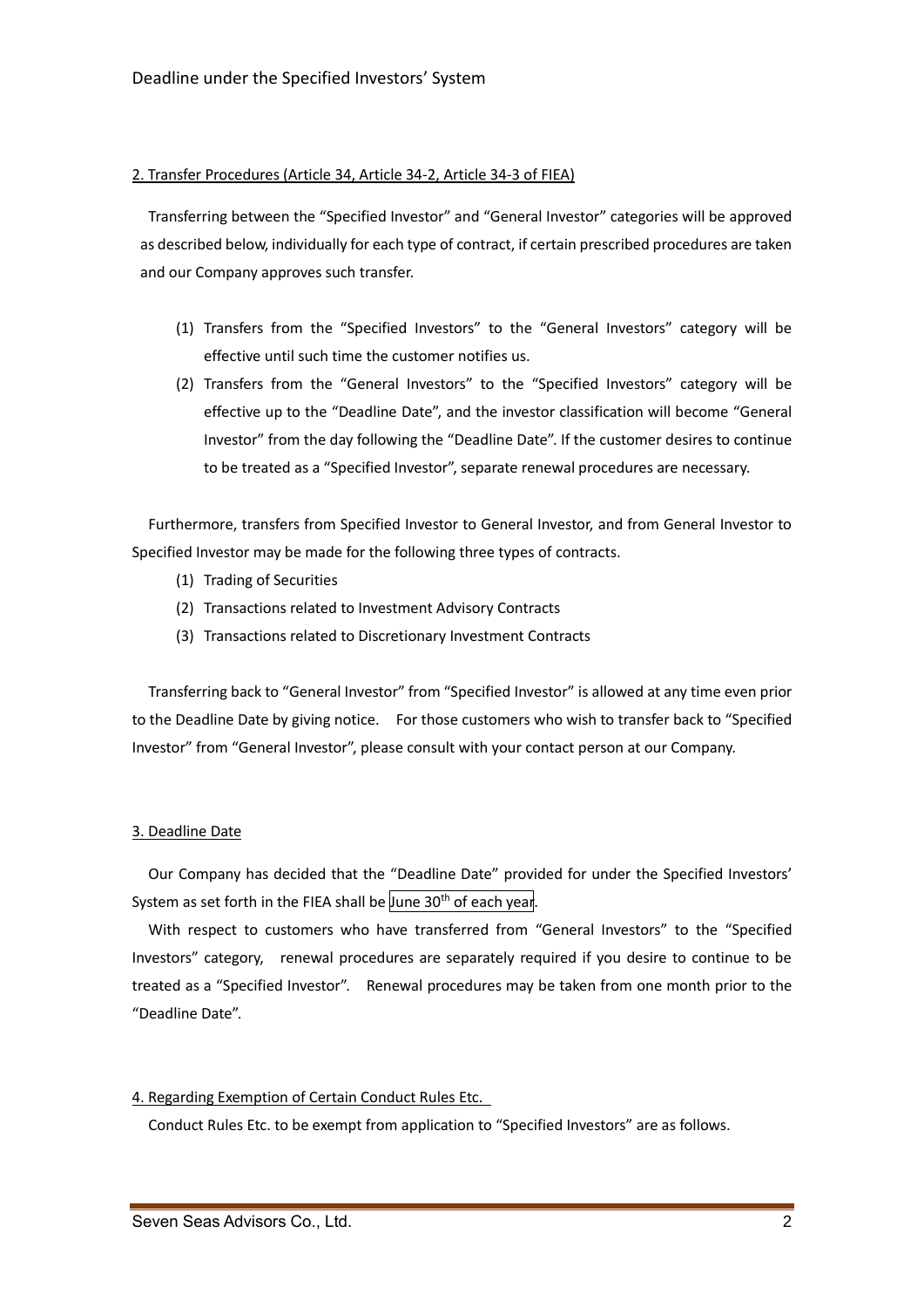## 2. Transfer Procedures (Article 34, Article 34-2, Article 34-3 of FIEA)

Transferring between the “Specified Investor” and “General Investor” categories will be approved as described below, individually for each type of contract, if certain prescribed procedures are taken and our Company approves such transfer.

(1) Transfers from the “Specified Investors” to the “General Investors” category will be effective until such time the customer notifies us.

(2) Transfers from the “General Investors” to the “Specified Investors” category will be effective up to the “Deadline Date”, and the investor classification will become “General Investor” from the day following the “Deadline Date”. If the customer desires to continue to be treated as a “Specified Investor”, separate renewal procedures are necessary.

Furthermore, transfers from Specified Investor to General Investor, and from General Investor to Specified Investor may be made for the following three types of contracts.

(1) Trading of Securities

(2) Transactions related to Investment Advisory Contracts

(3) Transactions related to Discretionary Investment Contracts

Transferring back to “General Investor” from “Specified Investor” is allowed at any time even prior to the Deadline Date by giving notice. For those customers who wish to transfer back to “Specified Investor” from “General Investor”, please consult with your contact person at our Company.

## 3. Deadline Date

Our Company has decided that the “Deadline Date” provided for under the Specified Investors’ System as set forth in the FIEA shall be June 30th of each year.

With respect to customers who have transferred from “General Investors” to the “Specified Investors” category, renewal procedures are separately required if you desire to continue to be treated as a “Specified Investor”. Renewal procedures may be taken from one month prior to the “Deadline Date”.

## 4. Regarding Exemption of Certain Conduct Rules Etc.

Conduct Rules Etc. to be exempt from application to “Specified Investors” are as follows.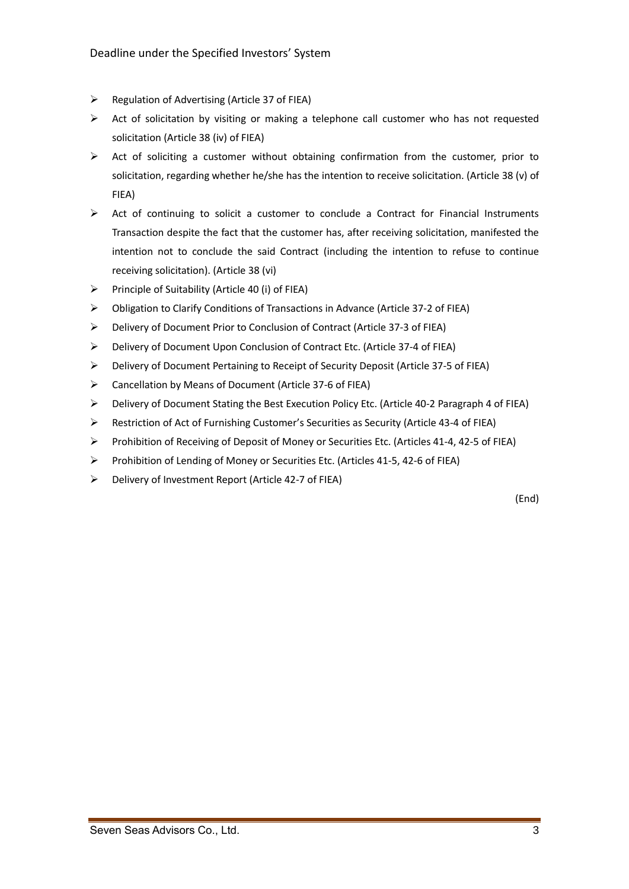- Regulation of Advertising (Article 37 of FIEA)
- Act of solicitation by visiting or making a telephone call customer who has not requested solicitation (Article 38 (iv) of FIEA)
- Act of soliciting a customer without obtaining confirmation from the customer, prior to solicitation, regarding whether he/she has the intention to receive solicitation. (Article 38 (v) of FIEA)
- Act of continuing to solicit a customer to conclude a Contract for Financial Instruments Transaction despite the fact that the customer has, after receiving solicitation, manifested the intention not to conclude the said Contract (including the intention to refuse to continue receiving solicitation). (Article 38 (vi)
- Principle of Suitability (Article 40 (i) of FIEA)
- Obligation to Clarify Conditions of Transactions in Advance (Article 37-2 of FIEA)
- Delivery of Document Prior to Conclusion of Contract (Article 37-3 of FIEA)
- Delivery of Document Upon Conclusion of Contract Etc. (Article 37-4 of FIEA)
- Delivery of Document Pertaining to Receipt of Security Deposit (Article 37-5 of FIEA)
- Cancellation by Means of Document (Article 37-6 of FIEA)
- Delivery of Document Stating the Best Execution Policy Etc. (Article 40-2 Paragraph 4 of FIEA)
- Restriction of Act of Furnishing Customer's Securities as Security (Article 43-4 of FIEA)
- Prohibition of Receiving of Deposit of Money or Securities Etc. (Articles 41-4, 42-5 of FIEA)
- Prohibition of Lending of Money or Securities Etc. (Articles 41-5, 42-6 of FIEA)
- Delivery of Investment Report (Article 42-7 of FIEA)

(End)